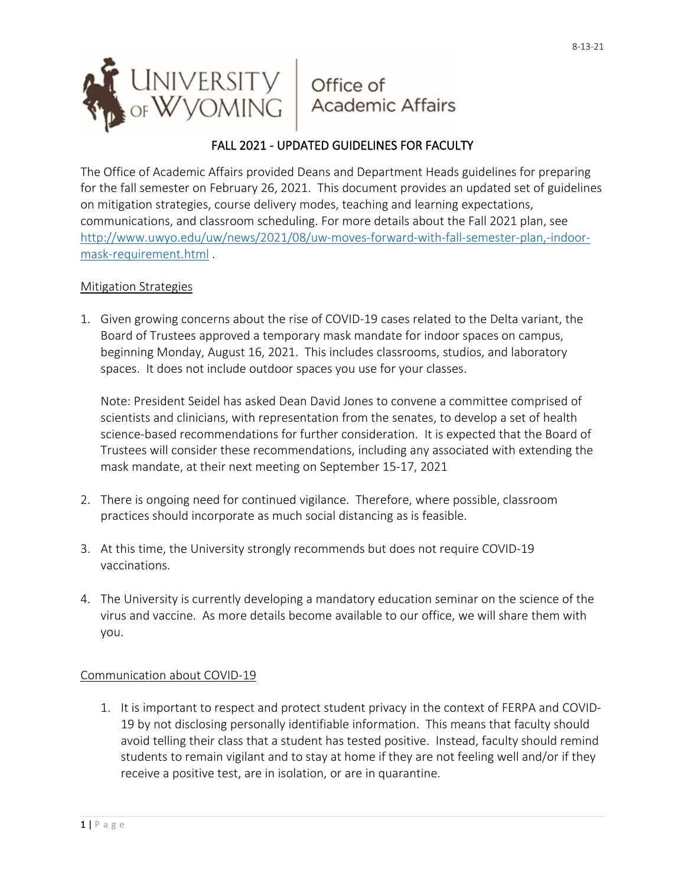8-13-21

University of Wyoming | Office of Academic Affairs

# FALL 2021 - UPDATED GUIDELINES FOR FACULTY

The Office of Academic Affairs provided Deans and Department Heads guidelines for preparing for the fall semester on February 26, 2021. This document provides an updated set of guidelines on mitigation strategies, course delivery modes, teaching and learning expectations, communications, and classroom scheduling. For more details about the Fall 2021 plan, see [http://www.uwyo.edu/uw/news/2021/08/uw-moves-forward-with-fall-semester-plan,-indoor-mask-requirement.html](http://www.uwyo.edu/uw/news/2021/08/uw-moves-forward-with-fall-semester-plan,-indoor-mask-requirement.html) .

## Mitigation Strategies

1. Given growing concerns about the rise of COVID-19 cases related to the Delta variant, the Board of Trustees approved a temporary mask mandate for indoor spaces on campus, beginning Monday, August 16, 2021. This includes classrooms, studios, and laboratory spaces. It does not include outdoor spaces you use for your classes.

   Note: President Seidel has asked Dean David Jones to convene a committee comprised of scientists and clinicians, with representation from the senates, to develop a set of health science-based recommendations for further consideration. It is expected that the Board of Trustees will consider these recommendations, including any associated with extending the mask mandate, at their next meeting on September 15-17, 2021

2. There is ongoing need for continued vigilance. Therefore, where possible, classroom practices should incorporate as much social distancing as is feasible.

3. At this time, the University strongly recommends but does not require COVID-19 vaccinations.

4. The University is currently developing a mandatory education seminar on the science of the virus and vaccine. As more details become available to our office, we will share them with you.

## Communication about COVID-19

1. It is important to respect and protect student privacy in the context of FERPA and COVID-19 by not disclosing personally identifiable information. This means that faculty should avoid telling their class that a student has tested positive. Instead, faculty should remind students to remain vigilant and to stay at home if they are not feeling well and/or if they receive a positive test, are in isolation, or are in quarantine.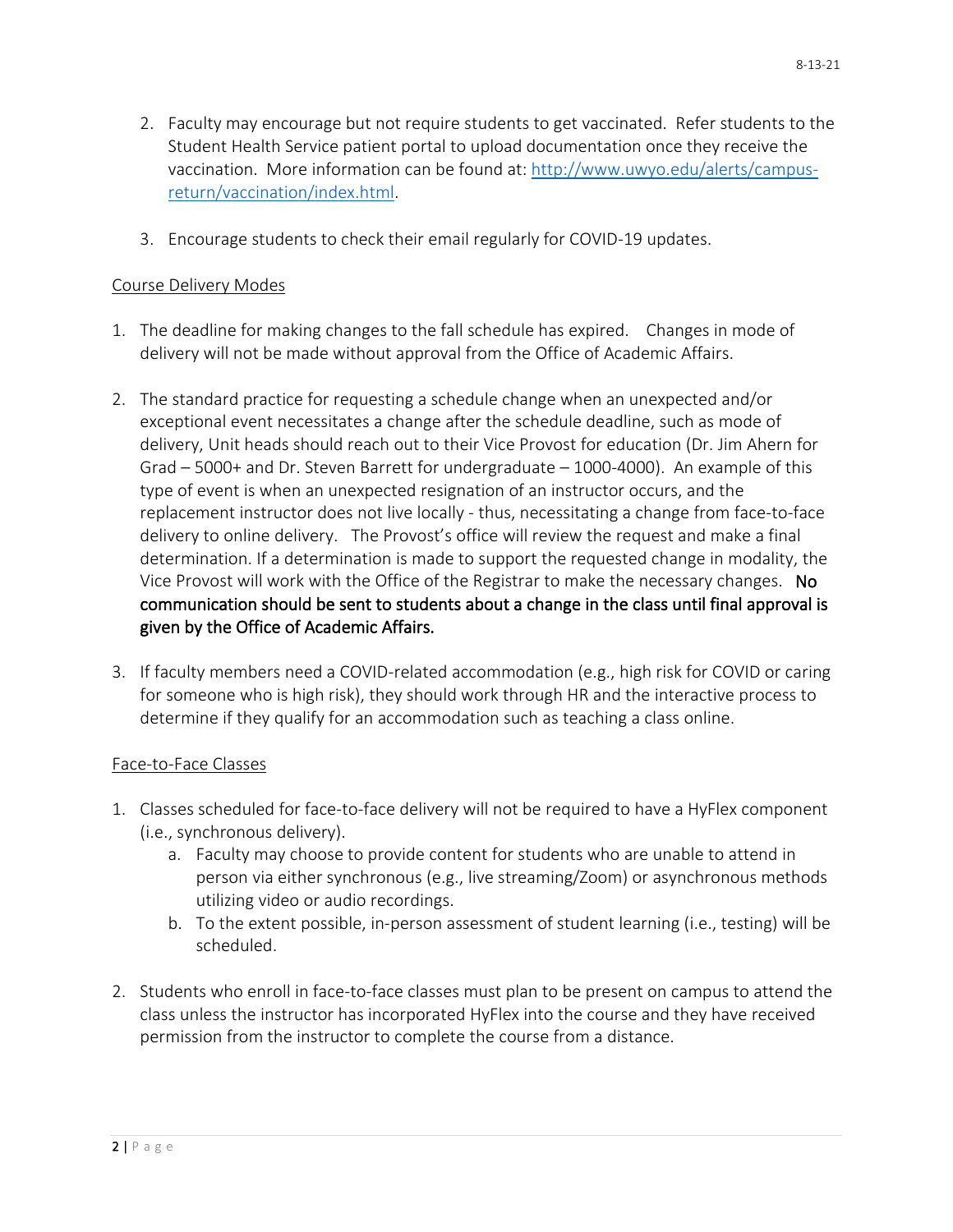2. Faculty may encourage but not require students to get vaccinated. Refer students to the Student Health Service patient portal to upload documentation once they receive the vaccination. More information can be found at: [http://www.uwyo.edu/alerts/campus-return/vaccination/index.html](http://www.uwyo.edu/alerts/campus-return/vaccination/index.html).

3. Encourage students to check their email regularly for COVID-19 updates.

<u>Course Delivery Modes</u>

1. The deadline for making changes to the fall schedule has expired. Changes in mode of delivery will not be made without approval from the Office of Academic Affairs.

2. The standard practice for requesting a schedule change when an unexpected and/or exceptional event necessitates a change after the schedule deadline, such as mode of delivery, Unit heads should reach out to their Vice Provost for education (Dr. Jim Ahern for Grad – 5000+ and Dr. Steven Barrett for undergraduate – 1000-4000). An example of this type of event is when an unexpected resignation of an instructor occurs, and the replacement instructor does not live locally - thus, necessitating a change from face-to-face delivery to online delivery. The Provost's office will review the request and make a final determination. If a determination is made to support the requested change in modality, the Vice Provost will work with the Office of the Registrar to make the necessary changes. **No communication should be sent to students about a change in the class until final approval is given by the Office of Academic Affairs.**

3. If faculty members need a COVID-related accommodation (e.g., high risk for COVID or caring for someone who is high risk), they should work through HR and the interactive process to determine if they qualify for an accommodation such as teaching a class online.

<u>Face-to-Face Classes</u>

1. Classes scheduled for face-to-face delivery will not be required to have a HyFlex component (i.e., synchronous delivery).
    a. Faculty may choose to provide content for students who are unable to attend in person via either synchronous (e.g., live streaming/Zoom) or asynchronous methods utilizing video or audio recordings.
    b. To the extent possible, in-person assessment of student learning (i.e., testing) will be scheduled.

2. Students who enroll in face-to-face classes must plan to be present on campus to attend the class unless the instructor has incorporated HyFlex into the course and they have received permission from the instructor to complete the course from a distance.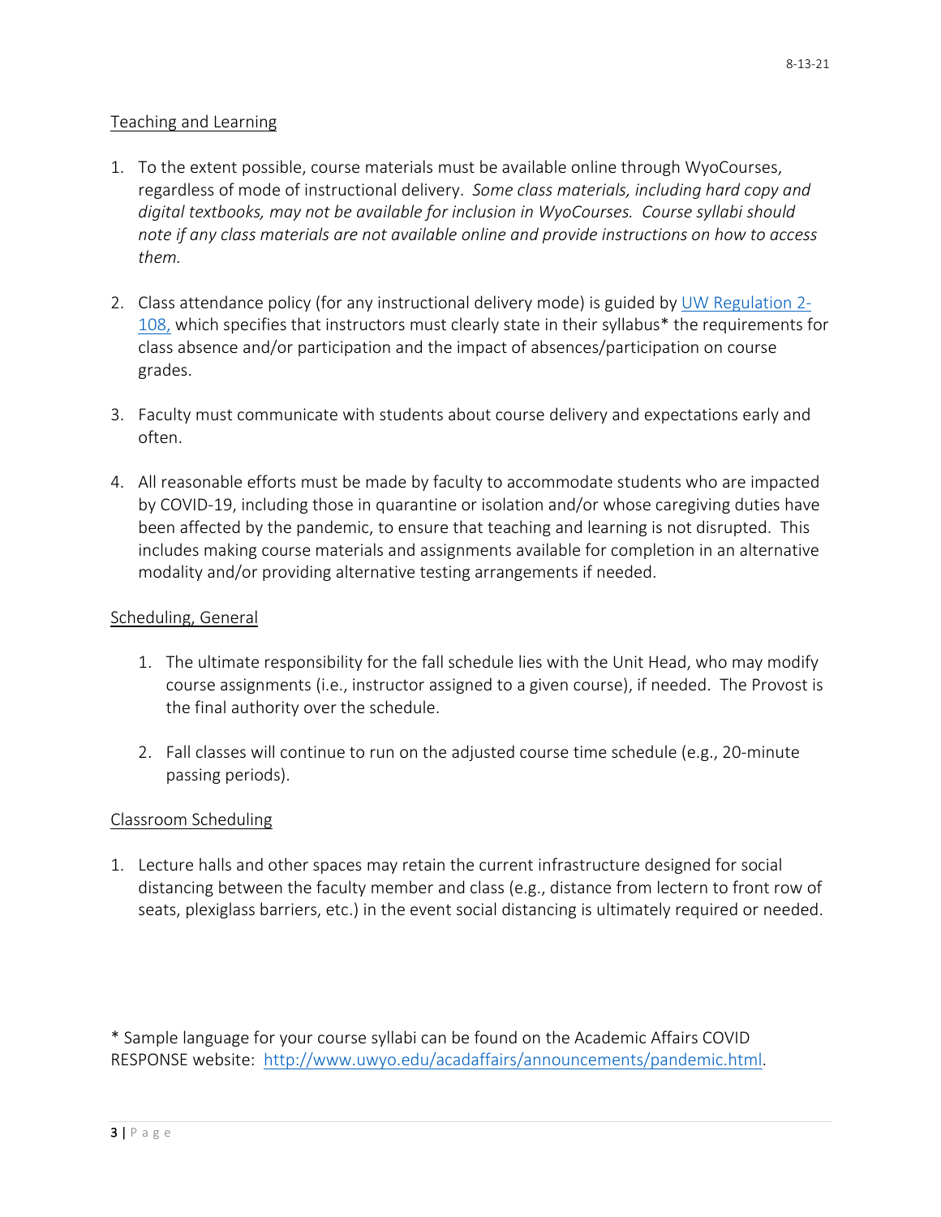## Teaching and Learning

1. To the extent possible, course materials must be available online through WyoCourses, regardless of mode of instructional delivery. *Some class materials, including hard copy and digital textbooks, may not be available for inclusion in WyoCourses. Course syllabi should note if any class materials are not available online and provide instructions on how to access them.*

2. Class attendance policy (for any instructional delivery mode) is guided by [UW Regulation 2-108,]() which specifies that instructors must clearly state in their syllabus* the requirements for class absence and/or participation and the impact of absences/participation on course grades.

3. Faculty must communicate with students about course delivery and expectations early and often.

4. All reasonable efforts must be made by faculty to accommodate students who are impacted by COVID-19, including those in quarantine or isolation and/or whose caregiving duties have been affected by the pandemic, to ensure that teaching and learning is not disrupted. This includes making course materials and assignments available for completion in an alternative modality and/or providing alternative testing arrangements if needed.

## Scheduling, General

1. The ultimate responsibility for the fall schedule lies with the Unit Head, who may modify course assignments (i.e., instructor assigned to a given course), if needed. The Provost is the final authority over the schedule.

2. Fall classes will continue to run on the adjusted course time schedule (e.g., 20-minute passing periods).

## Classroom Scheduling

1. Lecture halls and other spaces may retain the current infrastructure designed for social distancing between the faculty member and class (e.g., distance from lectern to front row of seats, plexiglass barriers, etc.) in the event social distancing is ultimately required or needed.

* Sample language for your course syllabi can be found on the Academic Affairs COVID RESPONSE website: http://www.uwyo.edu/acadaffairs/announcements/pandemic.html.